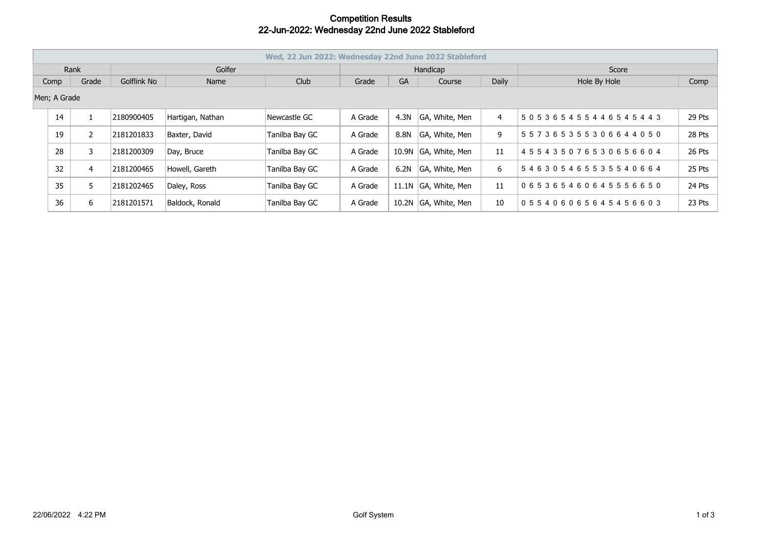# Competition Results
## 22-Jun-2022: Wednesday 22nd June 2022 Stableford

| Wed, 22 Jun 2022: Wednesday 22nd June 2022 Stableford | | | | | | | | | | |
|---|---|---|---|---|---|---|---|---|---|---|
| Rank | | Golfer | | | Handicap | | | | Score | |
| Comp | Grade | Golflink No | Name | Club | Grade | GA | Course | Daily | Hole By Hole | Comp |
| Men; A Grade | | | | | | | | | | |
| 14 | 1 | 2180900405 | Hartigan, Nathan | Newcastle GC | A Grade | 4.3N | GA, White, Men | 4 | 5 0 5 3 6 5 4 5 5 4 4 6 5 4 5 4 4 3 | 29 Pts |
| 19 | 2 | 2181201833 | Baxter, David | Tanilba Bay GC | A Grade | 8.8N | GA, White, Men | 9 | 5 5 7 3 6 5 3 5 5 3 0 6 6 4 4 0 5 0 | 28 Pts |
| 28 | 3 | 2181200309 | Day, Bruce | Tanilba Bay GC | A Grade | 10.9N | GA, White, Men | 11 | 4 5 5 4 3 5 0 7 6 5 3 0 6 5 6 6 0 4 | 26 Pts |
| 32 | 4 | 2181200465 | Howell, Gareth | Tanilba Bay GC | A Grade | 6.2N | GA, White, Men | 6 | 5 4 6 3 0 5 4 6 5 5 3 5 5 4 0 6 6 4 | 25 Pts |
| 35 | 5 | 2181202465 | Daley, Ross | Tanilba Bay GC | A Grade | 11.1N | GA, White, Men | 11 | 0 6 5 3 6 5 4 6 0 6 4 5 5 5 6 6 5 0 | 24 Pts |
| 36 | 6 | 2181201571 | Baldock, Ronald | Tanilba Bay GC | A Grade | 10.2N | GA, White, Men | 10 | 0 5 5 4 0 6 0 6 5 6 4 5 4 5 6 6 0 3 | 23 Pts |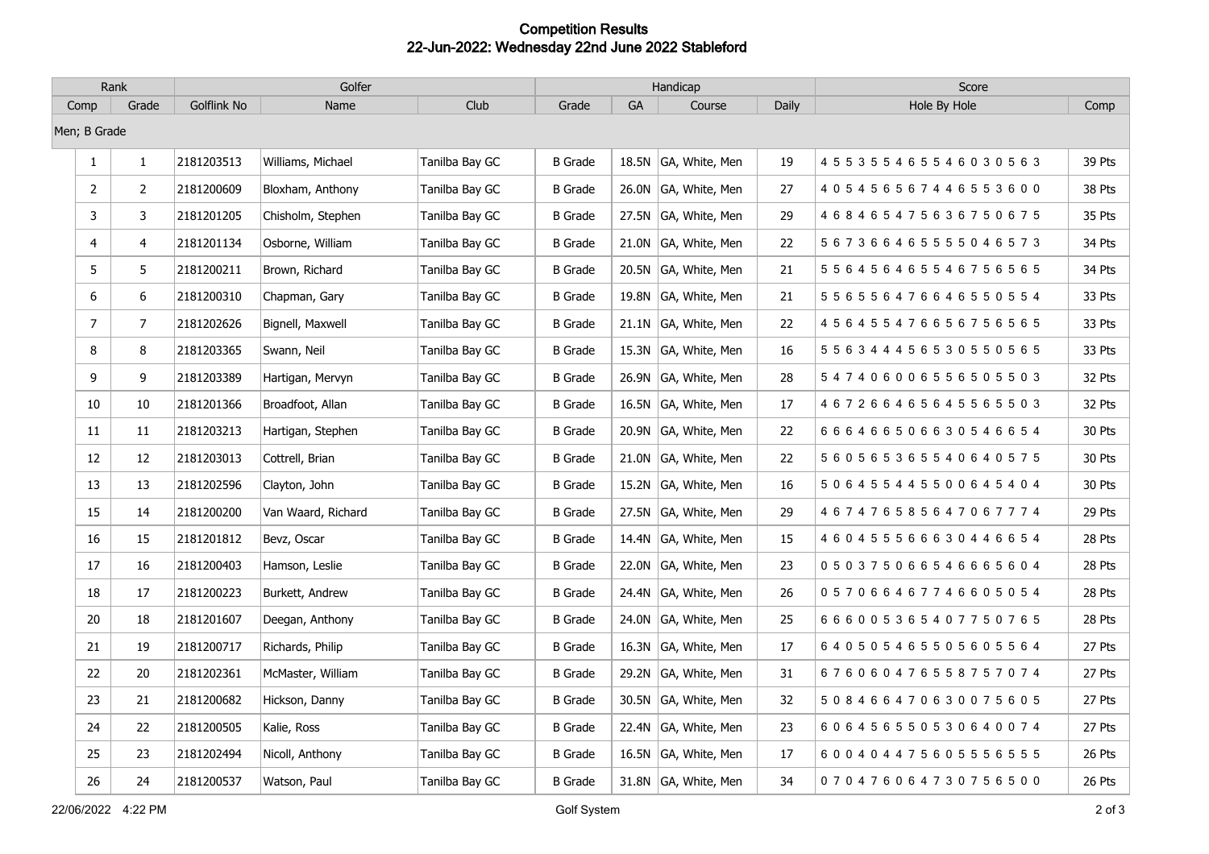# Competition Results
## 22-Jun-2022: Wednesday 22nd June 2022 Stableford

| Rank | | Golfer | | | Handicap | | | | Score | |
|---|---|---|---|---|---|---|---|---|---|---|
| Comp | Grade | Golflink No | Name | Club | Grade | GA | Course | Daily | Hole By Hole | Comp |
| Men; B Grade | | | | | | | | | | |
| 1 | 1 | 2181203513 | Williams, Michael | Tanilba Bay GC | B Grade | 18.5N | GA, White, Men | 19 | 4 5 5 3 5 5 4 6 5 5 4 6 0 3 0 5 6 3 | 39 Pts |
| 2 | 2 | 2181200609 | Bloxham, Anthony | Tanilba Bay GC | B Grade | 26.0N | GA, White, Men | 27 | 4 0 5 4 5 6 5 6 7 4 4 6 5 5 3 6 0 0 | 38 Pts |
| 3 | 3 | 2181201205 | Chisholm, Stephen | Tanilba Bay GC | B Grade | 27.5N | GA, White, Men | 29 | 4 6 8 4 6 5 4 7 5 6 3 6 7 5 0 6 7 5 | 35 Pts |
| 4 | 4 | 2181201134 | Osborne, William | Tanilba Bay GC | B Grade | 21.0N | GA, White, Men | 22 | 5 6 7 3 6 6 4 6 5 5 5 5 0 4 6 5 7 3 | 34 Pts |
| 5 | 5 | 2181200211 | Brown, Richard | Tanilba Bay GC | B Grade | 20.5N | GA, White, Men | 21 | 5 5 6 4 5 6 4 6 5 5 4 6 7 5 6 5 6 5 | 34 Pts |
| 6 | 6 | 2181200310 | Chapman, Gary | Tanilba Bay GC | B Grade | 19.8N | GA, White, Men | 21 | 5 5 6 5 5 6 4 7 6 6 4 6 5 5 0 5 5 4 | 33 Pts |
| 7 | 7 | 2181202626 | Bignell, Maxwell | Tanilba Bay GC | B Grade | 21.1N | GA, White, Men | 22 | 4 5 6 4 5 5 4 7 6 6 5 6 7 5 6 5 6 5 | 33 Pts |
| 8 | 8 | 2181203365 | Swann, Neil | Tanilba Bay GC | B Grade | 15.3N | GA, White, Men | 16 | 5 5 6 3 4 4 4 5 6 5 3 0 5 5 0 5 6 5 | 33 Pts |
| 9 | 9 | 2181203389 | Hartigan, Mervyn | Tanilba Bay GC | B Grade | 26.9N | GA, White, Men | 28 | 5 4 7 4 0 6 0 0 6 5 5 6 5 0 5 5 0 3 | 32 Pts |
| 10 | 10 | 2181201366 | Broadfoot, Allan | Tanilba Bay GC | B Grade | 16.5N | GA, White, Men | 17 | 4 6 7 2 6 6 4 6 5 6 4 5 5 6 5 5 0 3 | 32 Pts |
| 11 | 11 | 2181203213 | Hartigan, Stephen | Tanilba Bay GC | B Grade | 20.9N | GA, White, Men | 22 | 6 6 6 4 6 6 5 0 6 6 3 0 5 4 6 6 5 4 | 30 Pts |
| 12 | 12 | 2181203013 | Cottrell, Brian | Tanilba Bay GC | B Grade | 21.0N | GA, White, Men | 22 | 5 6 0 5 6 5 3 6 5 5 4 0 6 4 0 5 7 5 | 30 Pts |
| 13 | 13 | 2181202596 | Clayton, John | Tanilba Bay GC | B Grade | 15.2N | GA, White, Men | 16 | 5 0 6 4 5 5 4 4 5 5 0 0 6 4 5 4 0 4 | 30 Pts |
| 15 | 14 | 2181200200 | Van Waard, Richard | Tanilba Bay GC | B Grade | 27.5N | GA, White, Men | 29 | 4 6 7 4 7 6 5 8 5 6 4 7 0 6 7 7 7 4 | 29 Pts |
| 16 | 15 | 2181201812 | Bevz, Oscar | Tanilba Bay GC | B Grade | 14.4N | GA, White, Men | 15 | 4 6 0 4 5 5 5 6 6 6 3 0 4 4 6 6 5 4 | 28 Pts |
| 17 | 16 | 2181200403 | Hamson, Leslie | Tanilba Bay GC | B Grade | 22.0N | GA, White, Men | 23 | 0 5 0 3 7 5 0 6 6 5 4 6 6 6 5 6 0 4 | 28 Pts |
| 18 | 17 | 2181200223 | Burkett, Andrew | Tanilba Bay GC | B Grade | 24.4N | GA, White, Men | 26 | 0 5 7 0 6 6 4 6 7 7 4 6 6 0 5 0 5 4 | 28 Pts |
| 20 | 18 | 2181201607 | Deegan, Anthony | Tanilba Bay GC | B Grade | 24.0N | GA, White, Men | 25 | 6 6 6 0 0 5 3 6 5 4 0 7 7 5 0 7 6 5 | 28 Pts |
| 21 | 19 | 2181200717 | Richards, Philip | Tanilba Bay GC | B Grade | 16.3N | GA, White, Men | 17 | 6 4 0 5 0 5 4 6 5 5 0 5 6 0 5 5 6 4 | 27 Pts |
| 22 | 20 | 2181202361 | McMaster, William | Tanilba Bay GC | B Grade | 29.2N | GA, White, Men | 31 | 6 7 6 0 6 0 4 7 6 5 5 8 7 5 7 0 7 4 | 27 Pts |
| 23 | 21 | 2181200682 | Hickson, Danny | Tanilba Bay GC | B Grade | 30.5N | GA, White, Men | 32 | 5 0 8 4 6 6 4 7 0 6 3 0 0 7 5 6 0 5 | 27 Pts |
| 24 | 22 | 2181200505 | Kalie, Ross | Tanilba Bay GC | B Grade | 22.4N | GA, White, Men | 23 | 6 0 6 4 5 6 5 5 0 5 3 0 6 4 0 0 7 4 | 27 Pts |
| 25 | 23 | 2181202494 | Nicoll, Anthony | Tanilba Bay GC | B Grade | 16.5N | GA, White, Men | 17 | 6 0 0 4 0 4 4 7 5 6 0 5 5 5 6 5 5 5 | 26 Pts |
| 26 | 24 | 2181200537 | Watson, Paul | Tanilba Bay GC | B Grade | 31.8N | GA, White, Men | 34 | 0 7 0 4 7 6 0 6 4 7 3 0 7 5 6 5 0 0 | 26 Pts |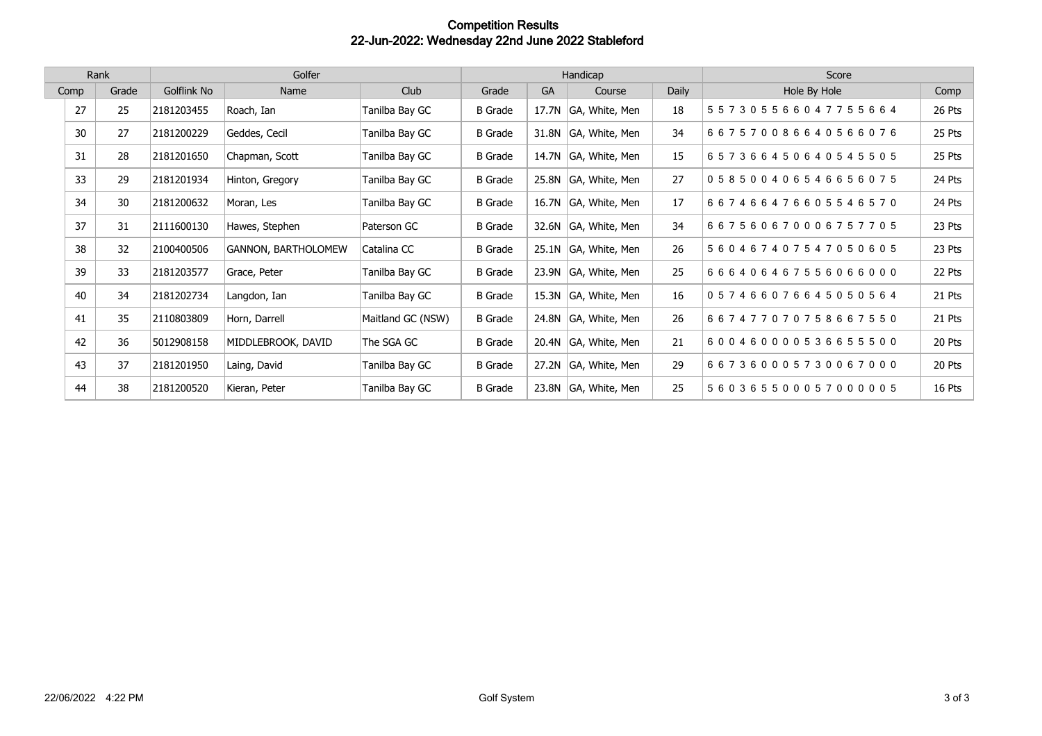# Competition Results
## 22-Jun-2022: Wednesday 22nd June 2022 Stableford

| Rank | | Golfer | | | Handicap | | | | Score | |
|---|---|---|---|---|---|---|---|---|---|---|
| Comp | Grade | Golflink No | Name | Club | Grade | GA | Course | Daily | Hole By Hole | Comp |
| 27 | 25 | 2181203455 | Roach, Ian | Tanilba Bay GC | B Grade | 17.7N | GA, White, Men | 18 | 5 5 7 3 0 5 5 6 6 0 4 7 7 5 5 6 6 4 | 26 Pts |
| 30 | 27 | 2181200229 | Geddes, Cecil | Tanilba Bay GC | B Grade | 31.8N | GA, White, Men | 34 | 6 6 7 5 7 0 0 8 6 6 4 0 5 6 6 0 7 6 | 25 Pts |
| 31 | 28 | 2181201650 | Chapman, Scott | Tanilba Bay GC | B Grade | 14.7N | GA, White, Men | 15 | 6 5 7 3 6 6 4 5 0 6 4 0 5 4 5 5 0 5 | 25 Pts |
| 33 | 29 | 2181201934 | Hinton, Gregory | Tanilba Bay GC | B Grade | 25.8N | GA, White, Men | 27 | 0 5 8 5 0 0 4 0 6 5 4 6 6 5 6 0 7 5 | 24 Pts |
| 34 | 30 | 2181200632 | Moran, Les | Tanilba Bay GC | B Grade | 16.7N | GA, White, Men | 17 | 6 6 7 4 6 6 4 7 6 6 0 5 5 4 6 5 7 0 | 24 Pts |
| 37 | 31 | 2111600130 | Hawes, Stephen | Paterson GC | B Grade | 32.6N | GA, White, Men | 34 | 6 6 7 5 6 0 6 7 0 0 0 6 7 5 7 7 0 5 | 23 Pts |
| 38 | 32 | 2100400506 | GANNON, BARTHOLOMEW | Catalina CC | B Grade | 25.1N | GA, White, Men | 26 | 5 6 0 4 6 7 4 0 7 5 4 7 0 5 0 6 0 5 | 23 Pts |
| 39 | 33 | 2181203577 | Grace, Peter | Tanilba Bay GC | B Grade | 23.9N | GA, White, Men | 25 | 6 6 6 4 0 6 4 6 7 5 5 6 0 6 6 0 0 0 | 22 Pts |
| 40 | 34 | 2181202734 | Langdon, Ian | Tanilba Bay GC | B Grade | 15.3N | GA, White, Men | 16 | 0 5 7 4 6 6 0 7 6 6 4 5 0 5 0 5 6 4 | 21 Pts |
| 41 | 35 | 2110803809 | Horn, Darrell | Maitland GC (NSW) | B Grade | 24.8N | GA, White, Men | 26 | 6 6 7 4 7 7 0 7 0 7 5 8 6 6 7 5 5 0 | 21 Pts |
| 42 | 36 | 5012908158 | MIDDLEBROOK, DAVID | The SGA GC | B Grade | 20.4N | GA, White, Men | 21 | 6 0 0 4 6 0 0 0 0 5 3 6 6 5 5 5 0 0 | 20 Pts |
| 43 | 37 | 2181201950 | Laing, David | Tanilba Bay GC | B Grade | 27.2N | GA, White, Men | 29 | 6 6 7 3 6 0 0 0 5 7 3 0 0 6 7 0 0 0 | 20 Pts |
| 44 | 38 | 2181200520 | Kieran, Peter | Tanilba Bay GC | B Grade | 23.8N | GA, White, Men | 25 | 5 6 0 3 6 5 5 0 0 0 5 7 0 0 0 0 0 5 | 16 Pts |

22/06/2022 4:22 PM

Golf System